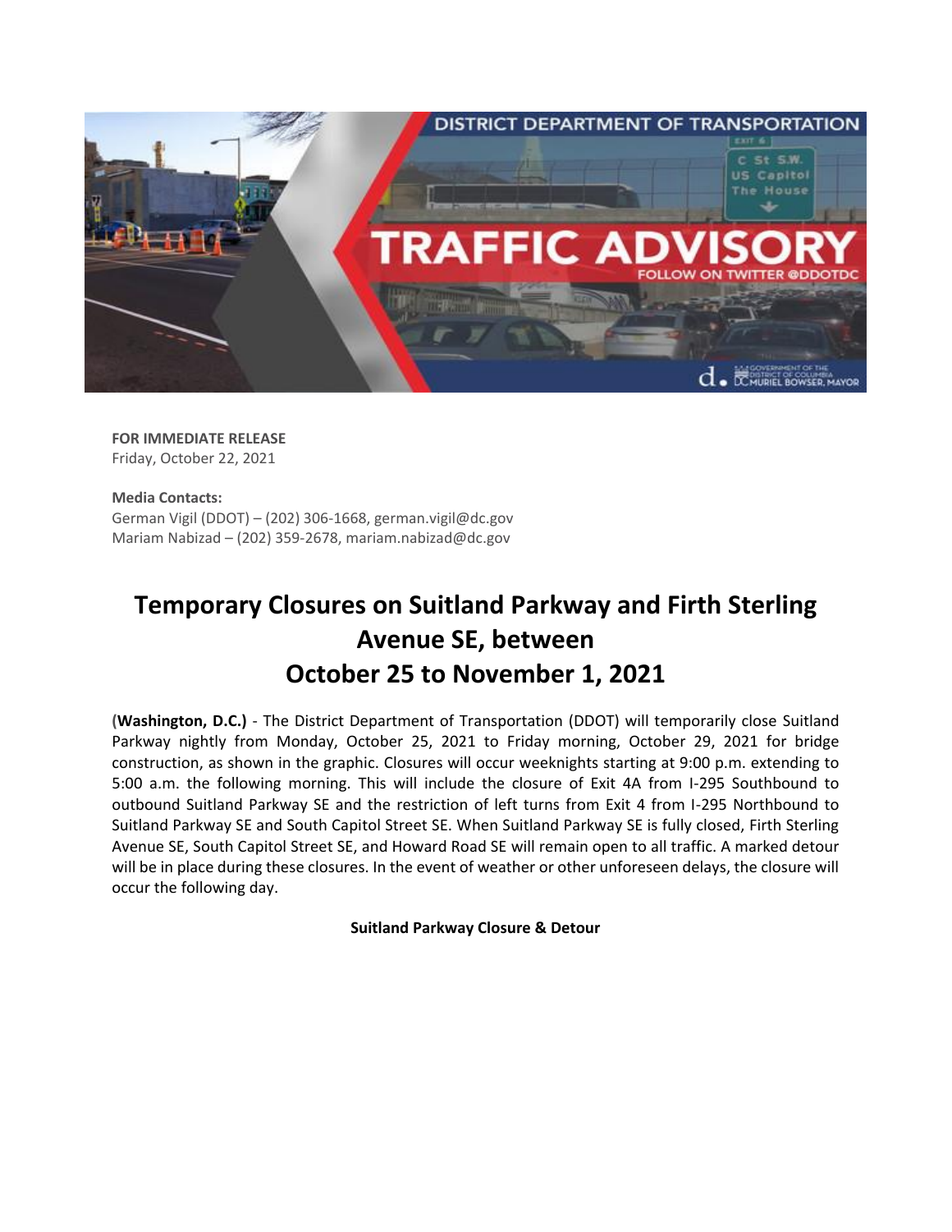**FOR IMMEDIATE RELEASE**
Friday, October 22, 2021

**Media Contacts:**
German Vigil (DDOT) – (202) 306-1668, german.vigil@dc.gov
Mariam Nabizad – (202) 359-2678, mariam.nabizad@dc.gov

# Temporary Closures on Suitland Parkway and Firth Sterling Avenue SE, between October 25 to November 1, 2021

**(Washington, D.C.)** - The District Department of Transportation (DDOT) will temporarily close Suitland Parkway nightly from Monday, October 25, 2021 to Friday morning, October 29, 2021 for bridge construction, as shown in the graphic. Closures will occur weeknights starting at 9:00 p.m. extending to 5:00 a.m. the following morning. This will include the closure of Exit 4A from I-295 Southbound to outbound Suitland Parkway SE and the restriction of left turns from Exit 4 from I-295 Northbound to Suitland Parkway SE and South Capitol Street SE. When Suitland Parkway SE is fully closed, Firth Sterling Avenue SE, South Capitol Street SE, and Howard Road SE will remain open to all traffic. A marked detour will be in place during these closures. In the event of weather or other unforeseen delays, the closure will occur the following day.

**Suitland Parkway Closure & Detour**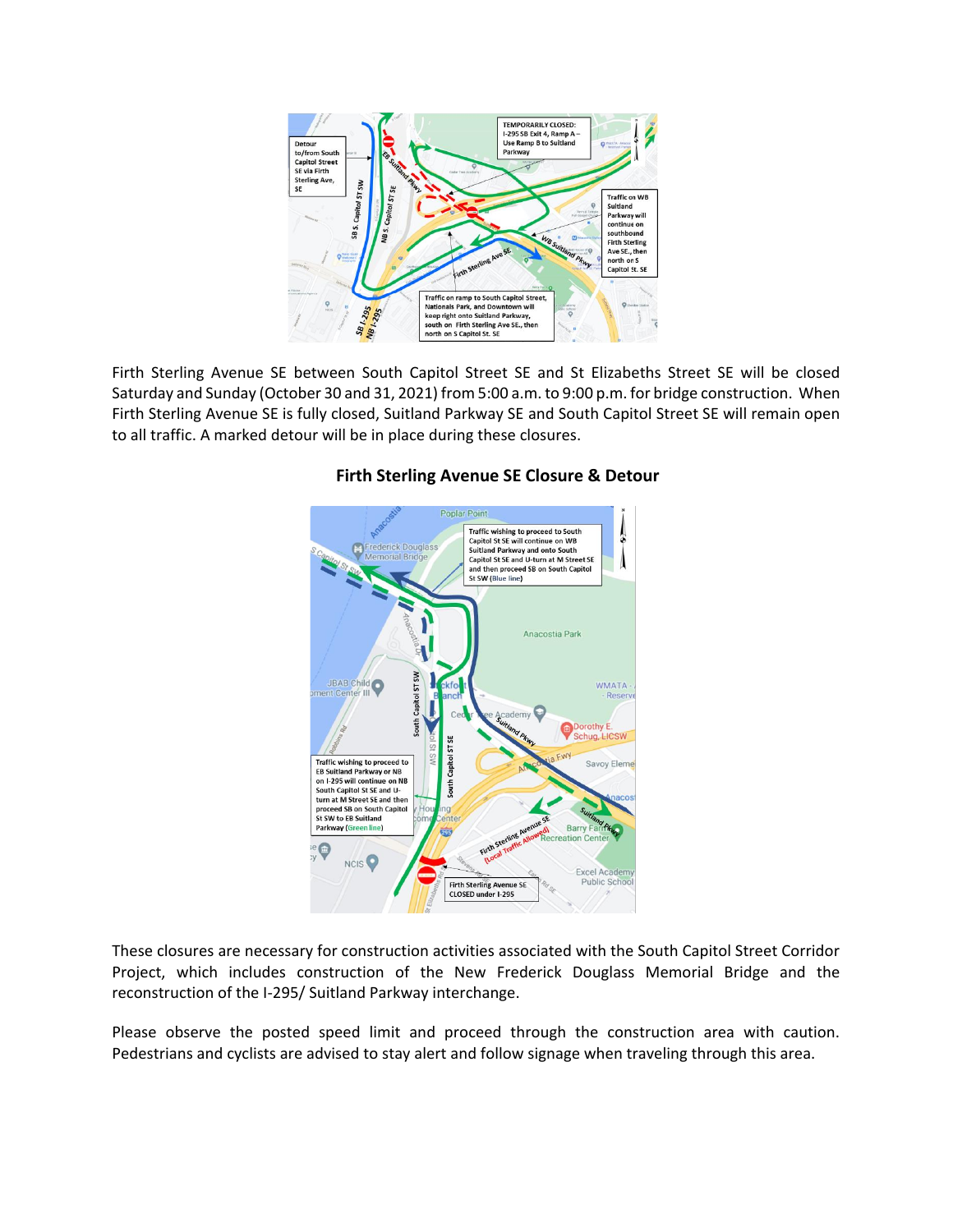Firth Sterling Avenue SE between South Capitol Street SE and St Elizabeths Street SE will be closed Saturday and Sunday (October 30 and 31, 2021) from 5:00 a.m. to 9:00 p.m. for bridge construction. When Firth Sterling Avenue SE is fully closed, Suitland Parkway SE and South Capitol Street SE will remain open to all traffic. A marked detour will be in place during these closures.

**Firth Sterling Avenue SE Closure & Detour**

These closures are necessary for construction activities associated with the South Capitol Street Corridor Project, which includes construction of the New Frederick Douglass Memorial Bridge and the reconstruction of the I-295/ Suitland Parkway interchange.

Please observe the posted speed limit and proceed through the construction area with caution. Pedestrians and cyclists are advised to stay alert and follow signage when traveling through this area.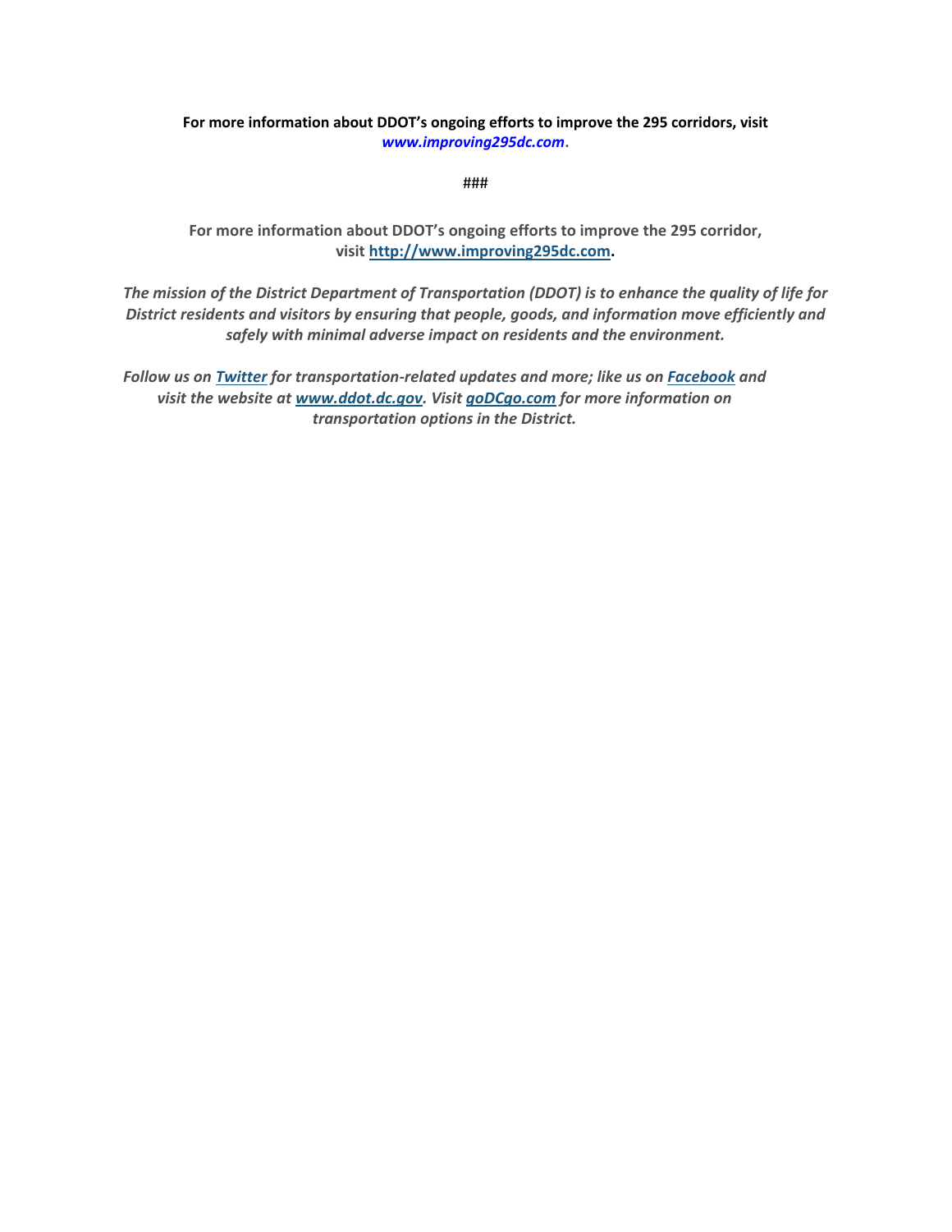**For more information about DDOT's ongoing efforts to improve the 295 corridors, visit *www.improving295dc.com*.**

###

**For more information about DDOT's ongoing efforts to improve the 295 corridor, visit http://www.improving295dc.com.**

***The mission of the District Department of Transportation (DDOT) is to enhance the quality of life for District residents and visitors by ensuring that people, goods, and information move efficiently and safely with minimal adverse impact on residents and the environment.***

***Follow us on Twitter for transportation-related updates and more; like us on Facebook and visit the website at www.ddot.dc.gov. Visit goDCgo.com for more information on transportation options in the District.***